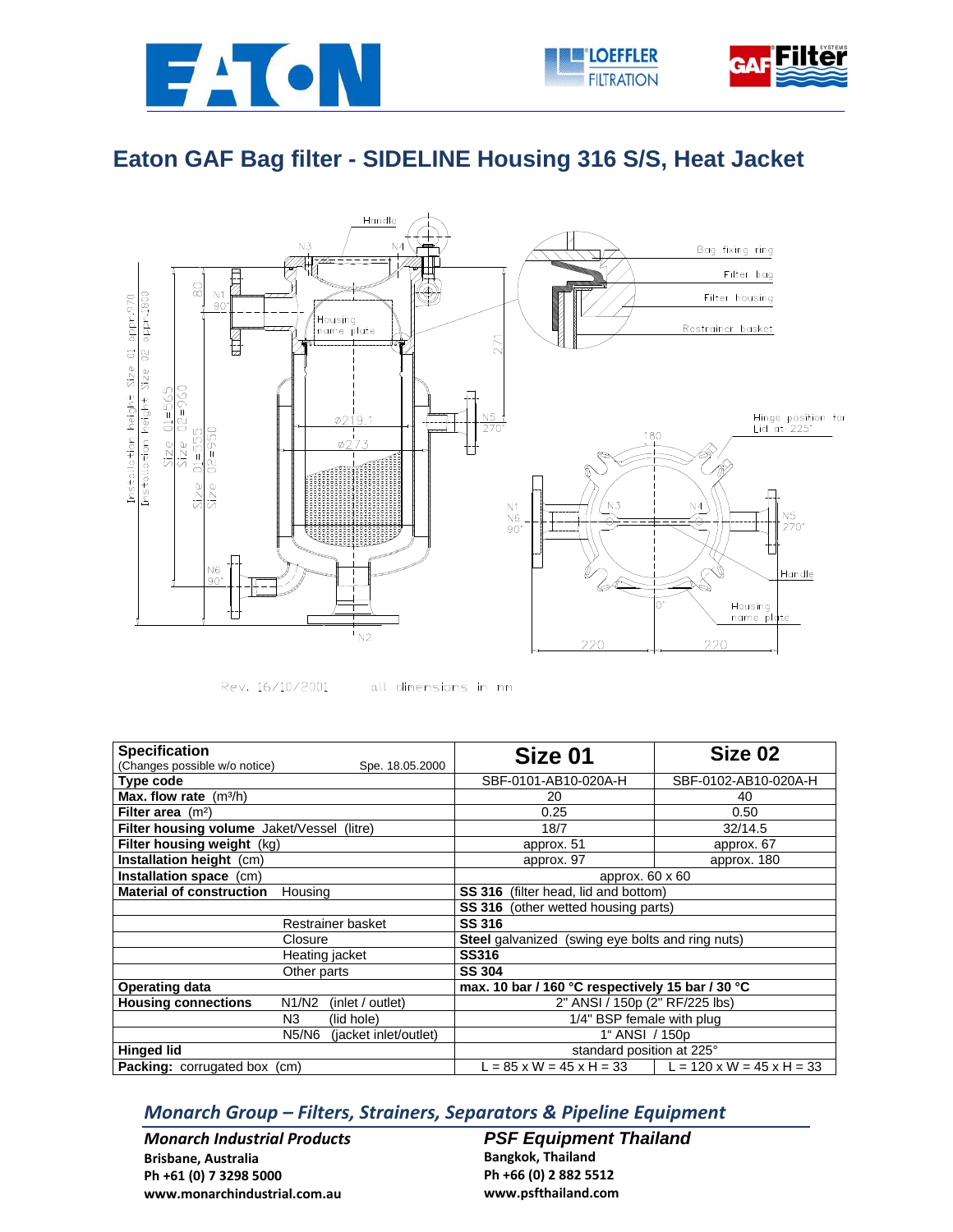# Eaton GAF Bag filter - SIDELINE Housing 316 S/S, Heat Jacket

Rev. 16/10/2001 all dimensions in mm

| **Specification** (Changes possible w/o notice) Spe. 18.05.2000 | | **Size 01** | **Size 02** |
|---|---|---|---|
| **Type code** | | SBF-0101-AB10-020A-H | SBF-0102-AB10-020A-H |
| **Max. flow rate** (m³/h) | | 20 | 40 |
| **Filter area** (m²) | | 0.25 | 0.50 |
| **Filter housing volume** Jaket/Vessel (litre) | | 18/7 | 32/14.5 |
| **Filter housing weight** (kg) | | approx. 51 | approx. 67 |
| **Installation height** (cm) | | approx. 97 | approx. 180 |
| **Installation space** (cm) | | approx. 60 x 60 | |
| **Material of construction** | Housing | **SS 316** (filter head, lid and bottom) | |
| | | **SS 316** (other wetted housing parts) | |
| | Restrainer basket | **SS 316** | |
| | Closure | **Steel** galvanized (swing eye bolts and ring nuts) | |
| | Heating jacket | **SS316** | |
| | Other parts | **SS 304** | |
| **Operating data** | | **max. 10 bar / 160 °C respectively 15 bar / 30 °C** | |
| **Housing connections** | N1/N2 (inlet / outlet) | 2" ANSI / 150p (2" RF/225 lbs) | |
| | N3 (lid hole) | 1/4" BSP female with plug | |
| | N5/N6 (jacket inlet/outlet) | 1" ANSI / 150p | |
| **Hinged lid** | | standard position at 225° | |
| **Packing:** corrugated box (cm) | | L = 85 x W = 45 x H = 33 | L = 120 x W = 45 x H = 33 |

## *Monarch Group – Filters, Strainers, Separators & Pipeline Equipment*

***Monarch Industrial Products***
**Brisbane, Australia**
**Ph +61 (0) 7 3298 5000**
**www.monarchindustrial.com.au**

***PSF Equipment Thailand***
**Bangkok, Thailand**
**Ph +66 (0) 2 882 5512**
**www.psfthailand.com**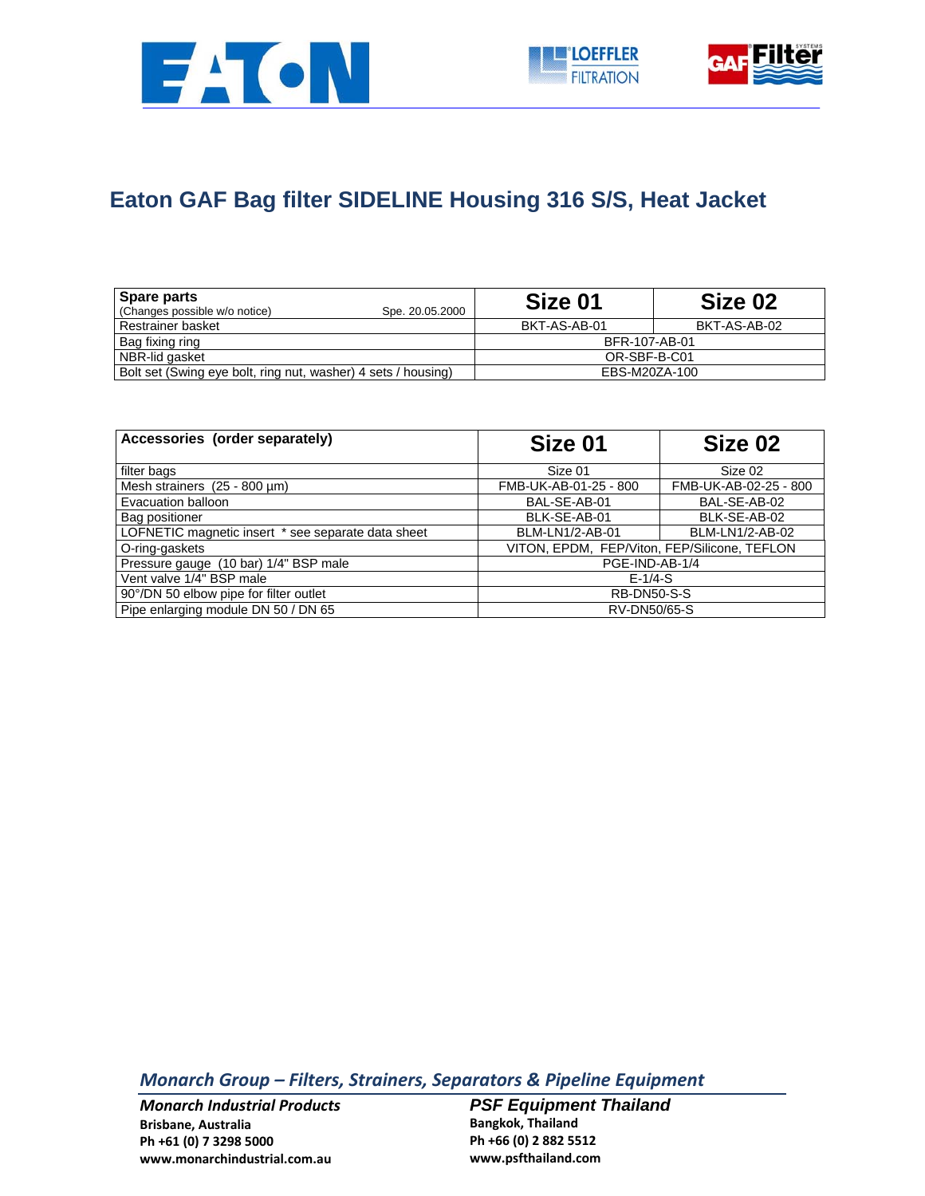# Eaton GAF Bag filter SIDELINE Housing 316 S/S, Heat Jacket

| **Spare parts** (Changes possible w/o notice) Spe. 20.05.2000 | **Size 01** | **Size 02** |
|---|---|---|
| Restrainer basket | BKT-AS-AB-01 | BKT-AS-AB-02 |
| Bag fixing ring | BFR-107-AB-01 | |
| NBR-lid gasket | OR-SBF-B-C01 | |
| Bolt set (Swing eye bolt, ring nut, washer) 4 sets / housing) | EBS-M20ZA-100 | |

| **Accessories (order separately)** | **Size 01** | **Size 02** |
|---|---|---|
| filter bags | Size 01 | Size 02 |
| Mesh strainers (25 - 800 µm) | FMB-UK-AB-01-25 - 800 | FMB-UK-AB-02-25 - 800 |
| Evacuation balloon | BAL-SE-AB-01 | BAL-SE-AB-02 |
| Bag positioner | BLK-SE-AB-01 | BLK-SE-AB-02 |
| LOFNETIC magnetic insert * see separate data sheet | BLM-LN1/2-AB-01 | BLM-LN1/2-AB-02 |
| O-ring-gaskets | VITON, EPDM, FEP/Viton, FEP/Silicone, TEFLON | |
| Pressure gauge (10 bar) 1/4" BSP male | PGE-IND-AB-1/4 | |
| Vent valve 1/4" BSP male | E-1/4-S | |
| 90°/DN 50 elbow pipe for filter outlet | RB-DN50-S-S | |
| Pipe enlarging module DN 50 / DN 65 | RV-DN50/65-S | |